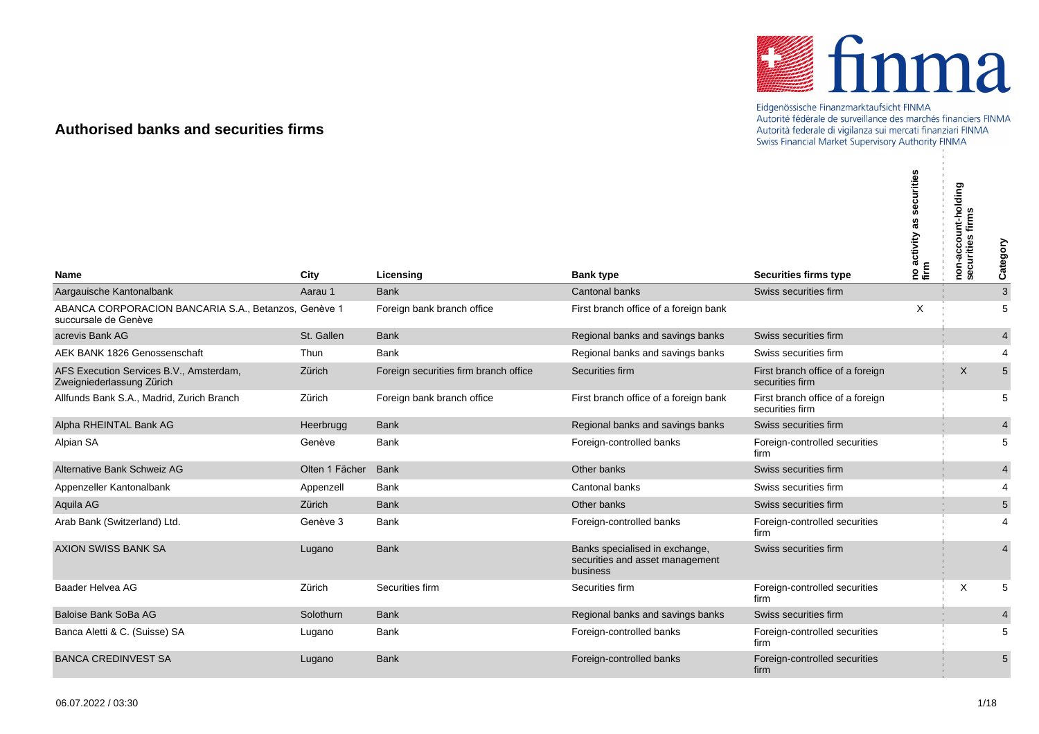Eidgenössische Finanzmarktaufsicht FINMA
Autorité fédérale de surveillance des marchés financiers FINMA
Autorità federale di vigilanza sui mercati finanziari FINMA
Swiss Financial Market Supervisory Authority FINMA

# Authorised banks and securities firms

| Name | City | Licensing | Bank type | Securities firms type | no activity as securities firm | non-account-holding securities firms | Category |
|---|---|---|---|---|---|---|---|
| Aargauische Kantonalbank | Aarau 1 | Bank | Cantonal banks | Swiss securities firm | | | 3 |
| ABANCA CORPORACION BANCARIA S.A., Betanzos, succursale de Genève | Genève 1 | Foreign bank branch office | First branch office of a foreign bank | | X | | 5 |
| acrevis Bank AG | St. Gallen | Bank | Regional banks and savings banks | Swiss securities firm | | | 4 |
| AEK BANK 1826 Genossenschaft | Thun | Bank | Regional banks and savings banks | Swiss securities firm | | | 4 |
| AFS Execution Services B.V., Amsterdam, Zweigniederlassung Zürich | Zürich | Foreign securities firm branch office | Securities firm | First branch office of a foreign securities firm | | X | 5 |
| Allfunds Bank S.A., Madrid, Zurich Branch | Zürich | Foreign bank branch office | First branch office of a foreign bank | First branch office of a foreign securities firm | | | 5 |
| Alpha RHEINTAL Bank AG | Heerbrugg | Bank | Regional banks and savings banks | Swiss securities firm | | | 4 |
| Alpian SA | Genève | Bank | Foreign-controlled banks | Foreign-controlled securities firm | | | 5 |
| Alternative Bank Schweiz AG | Olten 1 Fächer | Bank | Other banks | Swiss securities firm | | | 4 |
| Appenzeller Kantonalbank | Appenzell | Bank | Cantonal banks | Swiss securities firm | | | 4 |
| Aquila AG | Zürich | Bank | Other banks | Swiss securities firm | | | 5 |
| Arab Bank (Switzerland) Ltd. | Genève 3 | Bank | Foreign-controlled banks | Foreign-controlled securities firm | | | 4 |
| AXION SWISS BANK SA | Lugano | Bank | Banks specialised in exchange, securities and asset management business | Swiss securities firm | | | 4 |
| Baader Helvea AG | Zürich | Securities firm | Securities firm | Foreign-controlled securities firm | | X | 5 |
| Baloise Bank SoBa AG | Solothurn | Bank | Regional banks and savings banks | Swiss securities firm | | | 4 |
| Banca Aletti & C. (Suisse) SA | Lugano | Bank | Foreign-controlled banks | Foreign-controlled securities firm | | | 5 |
| BANCA CREDINVEST SA | Lugano | Bank | Foreign-controlled banks | Foreign-controlled securities firm | | | 5 |

06.07.2022 / 03:30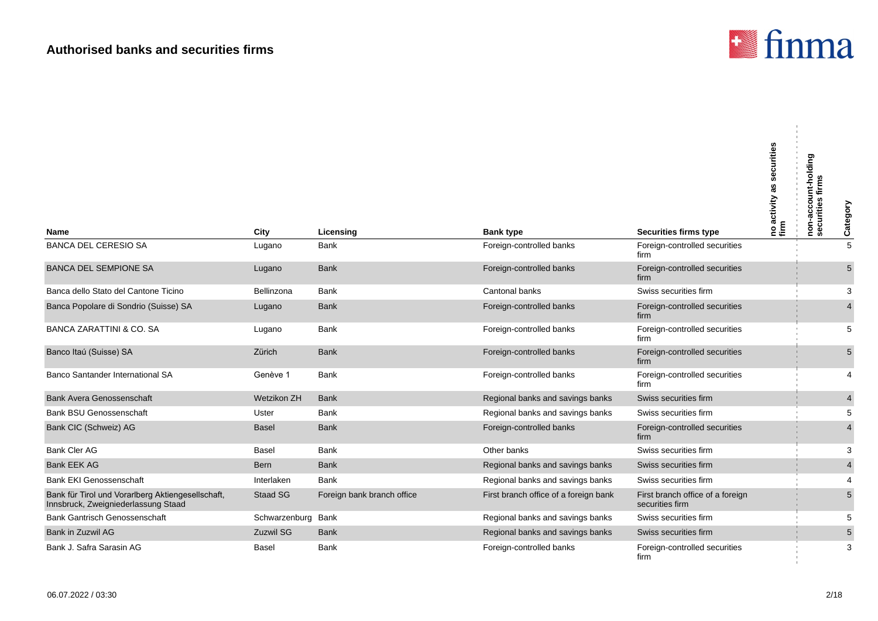## Authorised banks and securities firms

| Name | City | Licensing | Bank type | Securities firms type | no activity as securities firm | non-account-holding securities firms | Category |
|---|---|---|---|---|---|---|---|
| BANCA DEL CERESIO SA | Lugano | Bank | Foreign-controlled banks | Foreign-controlled securities firm | | | 5 |
| BANCA DEL SEMPIONE SA | Lugano | Bank | Foreign-controlled banks | Foreign-controlled securities firm | | | 5 |
| Banca dello Stato del Cantone Ticino | Bellinzona | Bank | Cantonal banks | Swiss securities firm | | | 3 |
| Banca Popolare di Sondrio (Suisse) SA | Lugano | Bank | Foreign-controlled banks | Foreign-controlled securities firm | | | 4 |
| BANCA ZARATTINI & CO. SA | Lugano | Bank | Foreign-controlled banks | Foreign-controlled securities firm | | | 5 |
| Banco Itaú (Suisse) SA | Zürich | Bank | Foreign-controlled banks | Foreign-controlled securities firm | | | 5 |
| Banco Santander International SA | Genève 1 | Bank | Foreign-controlled banks | Foreign-controlled securities firm | | | 4 |
| Bank Avera Genossenschaft | Wetzikon ZH | Bank | Regional banks and savings banks | Swiss securities firm | | | 4 |
| Bank BSU Genossenschaft | Uster | Bank | Regional banks and savings banks | Swiss securities firm | | | 5 |
| Bank CIC (Schweiz) AG | Basel | Bank | Foreign-controlled banks | Foreign-controlled securities firm | | | 4 |
| Bank Cler AG | Basel | Bank | Other banks | Swiss securities firm | | | 3 |
| Bank EEK AG | Bern | Bank | Regional banks and savings banks | Swiss securities firm | | | 4 |
| Bank EKI Genossenschaft | Interlaken | Bank | Regional banks and savings banks | Swiss securities firm | | | 4 |
| Bank für Tirol und Vorarlberg Aktiengesellschaft, Innsbruck, Zweigniederlassung Staad | Staad SG | Foreign bank branch office | First branch office of a foreign bank | First branch office of a foreign securities firm | | | 5 |
| Bank Gantrisch Genossenschaft | Schwarzenburg | Bank | Regional banks and savings banks | Swiss securities firm | | | 5 |
| Bank in Zuzwil AG | Zuzwil SG | Bank | Regional banks and savings banks | Swiss securities firm | | | 5 |
| Bank J. Safra Sarasin AG | Basel | Bank | Foreign-controlled banks | Foreign-controlled securities firm | | | 3 |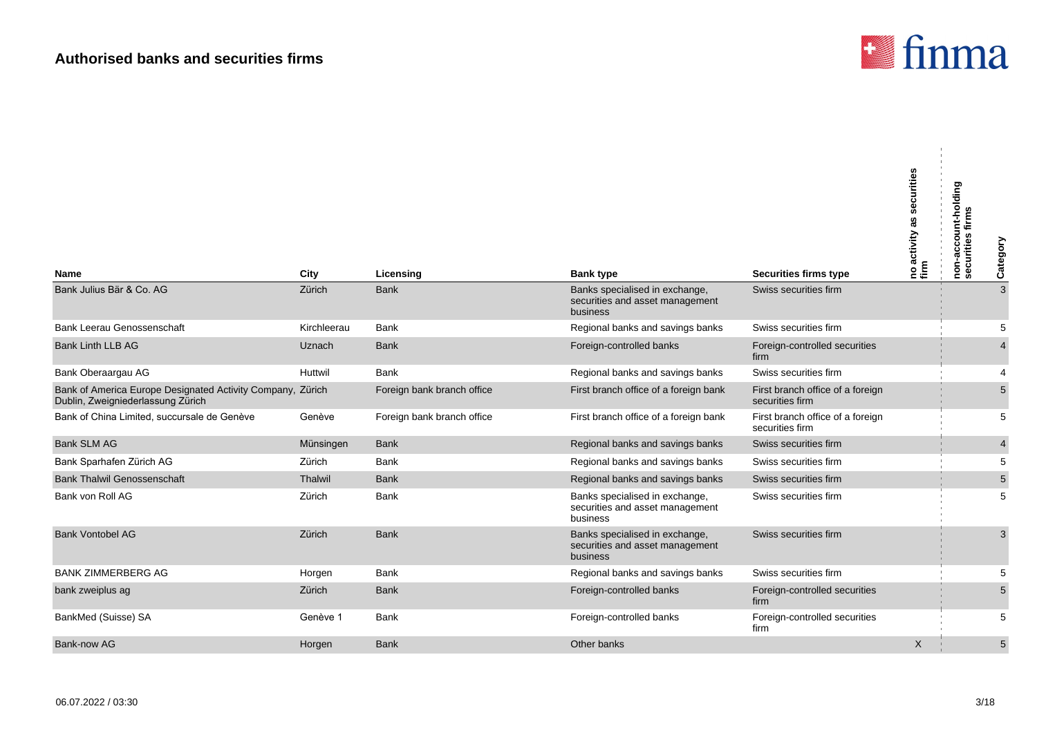## Authorised banks and securities firms

| Name | City | Licensing | Bank type | Securities firms type | no activity as securities firm | non-account-holding securities firms | Category |
|---|---|---|---|---|---|---|---|
| Bank Julius Bär & Co. AG | Zürich | Bank | Banks specialised in exchange, securities and asset management business | Swiss securities firm | | | 3 |
| Bank Leerau Genossenschaft | Kirchleerau | Bank | Regional banks and savings banks | Swiss securities firm | | | 5 |
| Bank Linth LLB AG | Uznach | Bank | Foreign-controlled banks | Foreign-controlled securities firm | | | 4 |
| Bank Oberaargau AG | Huttwil | Bank | Regional banks and savings banks | Swiss securities firm | | | 4 |
| Bank of America Europe Designated Activity Company, Dublin, Zweigniederlassung Zürich | Zürich | Foreign bank branch office | First branch office of a foreign bank | First branch office of a foreign securities firm | | | 5 |
| Bank of China Limited, succursale de Genève | Genève | Foreign bank branch office | First branch office of a foreign bank | First branch office of a foreign securities firm | | | 5 |
| Bank SLM AG | Münsingen | Bank | Regional banks and savings banks | Swiss securities firm | | | 4 |
| Bank Sparhafen Zürich AG | Zürich | Bank | Regional banks and savings banks | Swiss securities firm | | | 5 |
| Bank Thalwil Genossenschaft | Thalwil | Bank | Regional banks and savings banks | Swiss securities firm | | | 5 |
| Bank von Roll AG | Zürich | Bank | Banks specialised in exchange, securities and asset management business | Swiss securities firm | | | 5 |
| Bank Vontobel AG | Zürich | Bank | Banks specialised in exchange, securities and asset management business | Swiss securities firm | | | 3 |
| BANK ZIMMERBERG AG | Horgen | Bank | Regional banks and savings banks | Swiss securities firm | | | 5 |
| bank zweiplus ag | Zürich | Bank | Foreign-controlled banks | Foreign-controlled securities firm | | | 5 |
| BankMed (Suisse) SA | Genève 1 | Bank | Foreign-controlled banks | Foreign-controlled securities firm | | | 5 |
| Bank-now AG | Horgen | Bank | Other banks | | X | | 5 |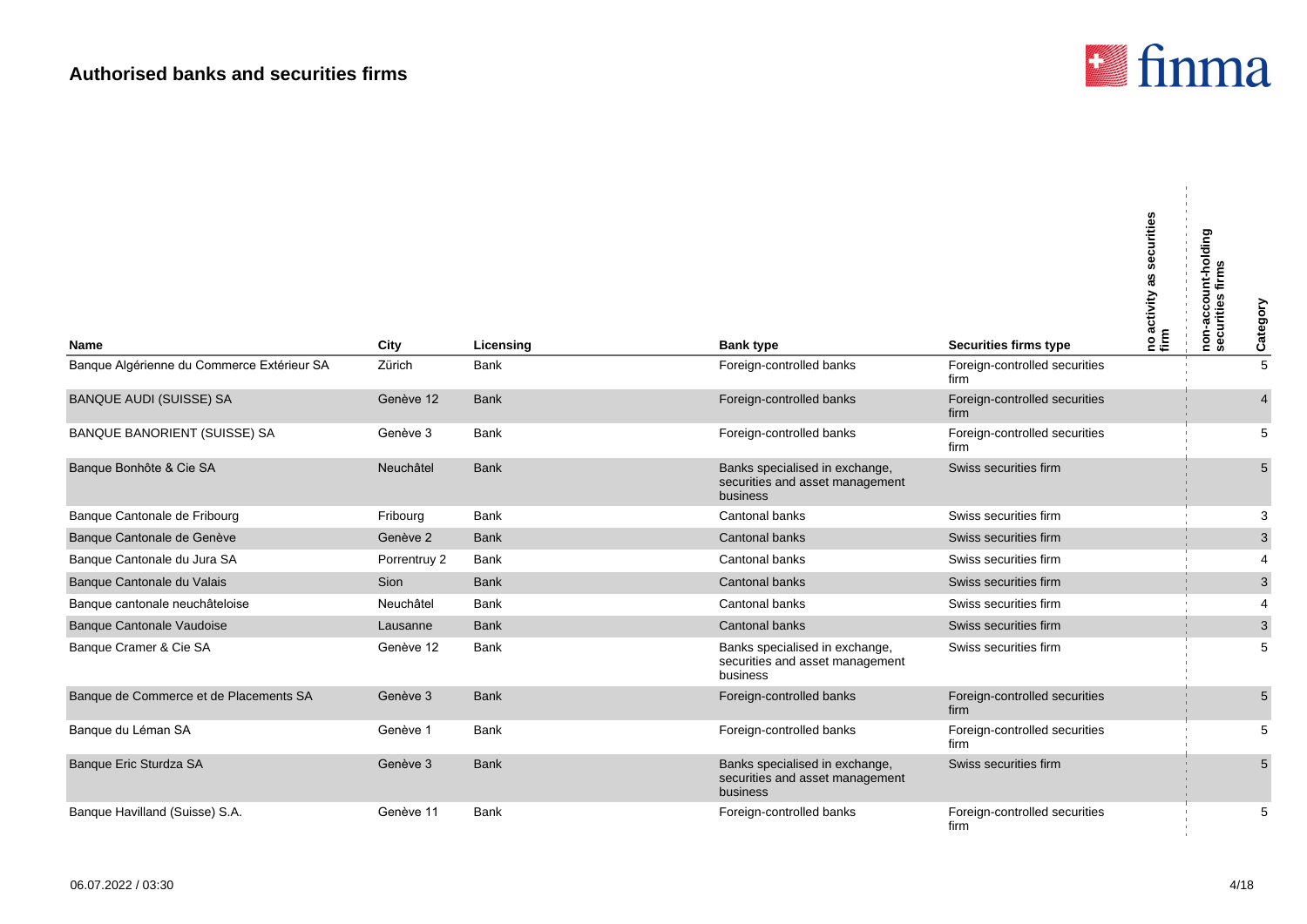## Authorised banks and securities firms

| Name | City | Licensing | Bank type | Securities firms type | no activity as securities firm | non-account-holding securities firms | Category |
|---|---|---|---|---|---|---|---|
| Banque Algérienne du Commerce Extérieur SA | Zürich | Bank | Foreign-controlled banks | Foreign-controlled securities firm | | | 5 |
| BANQUE AUDI (SUISSE) SA | Genève 12 | Bank | Foreign-controlled banks | Foreign-controlled securities firm | | | 4 |
| BANQUE BANORIENT (SUISSE) SA | Genève 3 | Bank | Foreign-controlled banks | Foreign-controlled securities firm | | | 5 |
| Banque Bonhôte & Cie SA | Neuchâtel | Bank | Banks specialised in exchange, securities and asset management business | Swiss securities firm | | | 5 |
| Banque Cantonale de Fribourg | Fribourg | Bank | Cantonal banks | Swiss securities firm | | | 3 |
| Banque Cantonale de Genève | Genève 2 | Bank | Cantonal banks | Swiss securities firm | | | 3 |
| Banque Cantonale du Jura SA | Porrentruy 2 | Bank | Cantonal banks | Swiss securities firm | | | 4 |
| Banque Cantonale du Valais | Sion | Bank | Cantonal banks | Swiss securities firm | | | 3 |
| Banque cantonale neuchâteloise | Neuchâtel | Bank | Cantonal banks | Swiss securities firm | | | 4 |
| Banque Cantonale Vaudoise | Lausanne | Bank | Cantonal banks | Swiss securities firm | | | 3 |
| Banque Cramer & Cie SA | Genève 12 | Bank | Banks specialised in exchange, securities and asset management business | Swiss securities firm | | | 5 |
| Banque de Commerce et de Placements SA | Genève 3 | Bank | Foreign-controlled banks | Foreign-controlled securities firm | | | 5 |
| Banque du Léman SA | Genève 1 | Bank | Foreign-controlled banks | Foreign-controlled securities firm | | | 5 |
| Banque Eric Sturdza SA | Genève 3 | Bank | Banks specialised in exchange, securities and asset management business | Swiss securities firm | | | 5 |
| Banque Havilland (Suisse) S.A. | Genève 11 | Bank | Foreign-controlled banks | Foreign-controlled securities firm | | | 5 |

06.07.2022 / 03:30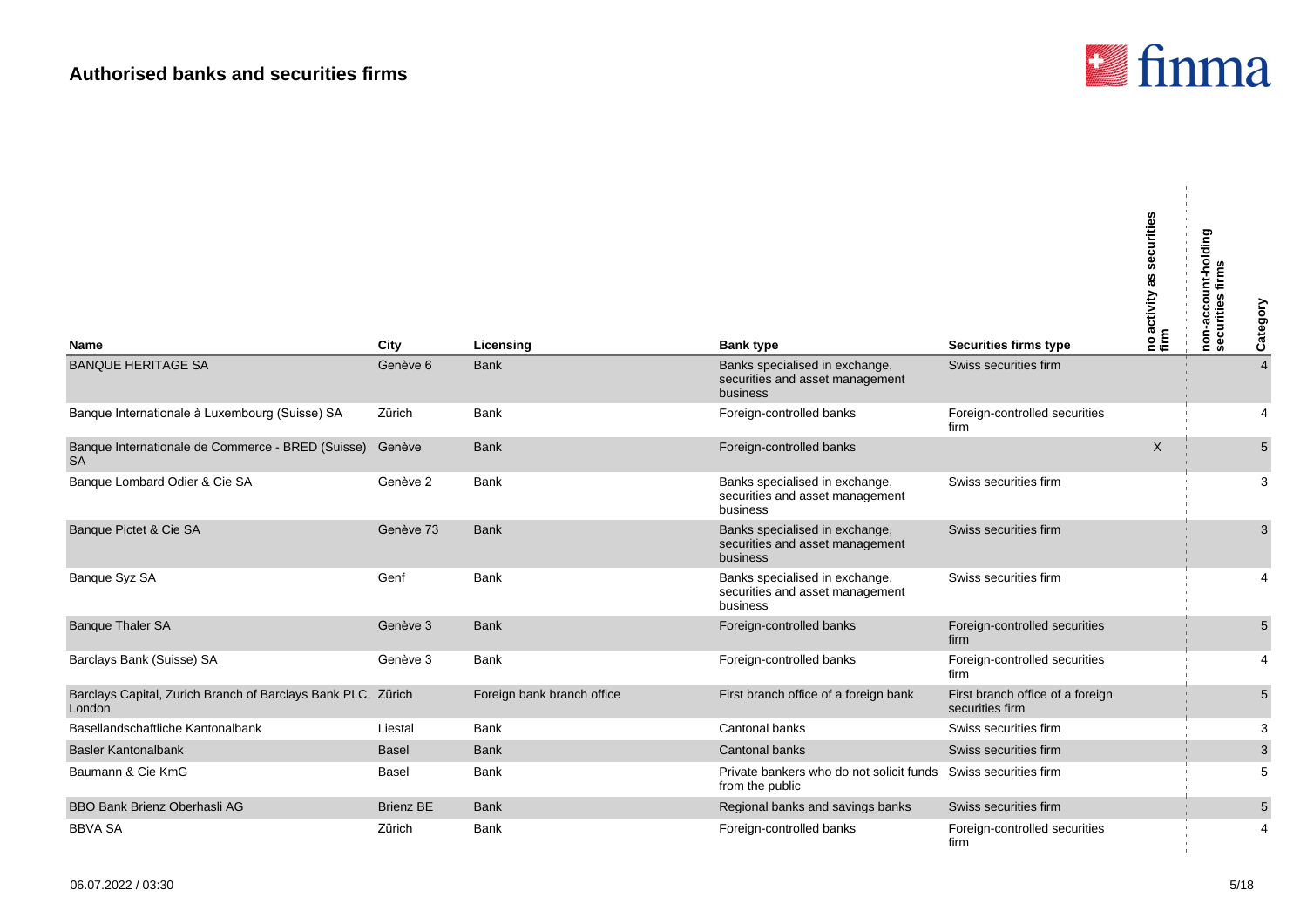## Authorised banks and securities firms

| Name | City | Licensing | Bank type | Securities firms type | no activity as securities firm | non-account-holding securities firms | Category |
|---|---|---|---|---|---|---|---|
| BANQUE HERITAGE SA | Genève 6 | Bank | Banks specialised in exchange, securities and asset management business | Swiss securities firm | | | 4 |
| Banque Internationale à Luxembourg (Suisse) SA | Zürich | Bank | Foreign-controlled banks | Foreign-controlled securities firm | | | 4 |
| Banque Internationale de Commerce - BRED (Suisse) SA | Genève | Bank | Foreign-controlled banks | | X | | 5 |
| Banque Lombard Odier & Cie SA | Genève 2 | Bank | Banks specialised in exchange, securities and asset management business | Swiss securities firm | | | 3 |
| Banque Pictet & Cie SA | Genève 73 | Bank | Banks specialised in exchange, securities and asset management business | Swiss securities firm | | | 3 |
| Banque Syz SA | Genf | Bank | Banks specialised in exchange, securities and asset management business | Swiss securities firm | | | 4 |
| Banque Thaler SA | Genève 3 | Bank | Foreign-controlled banks | Foreign-controlled securities firm | | | 5 |
| Barclays Bank (Suisse) SA | Genève 3 | Bank | Foreign-controlled banks | Foreign-controlled securities firm | | | 4 |
| Barclays Capital, Zurich Branch of Barclays Bank PLC, London | Zürich | Foreign bank branch office | First branch office of a foreign bank | First branch office of a foreign securities firm | | | 5 |
| Basellandschaftliche Kantonalbank | Liestal | Bank | Cantonal banks | Swiss securities firm | | | 3 |
| Basler Kantonalbank | Basel | Bank | Cantonal banks | Swiss securities firm | | | 3 |
| Baumann & Cie KmG | Basel | Bank | Private bankers who do not solicit funds from the public | Swiss securities firm | | | 5 |
| BBO Bank Brienz Oberhasli AG | Brienz BE | Bank | Regional banks and savings banks | Swiss securities firm | | | 5 |
| BBVA SA | Zürich | Bank | Foreign-controlled banks | Foreign-controlled securities firm | | | 4 |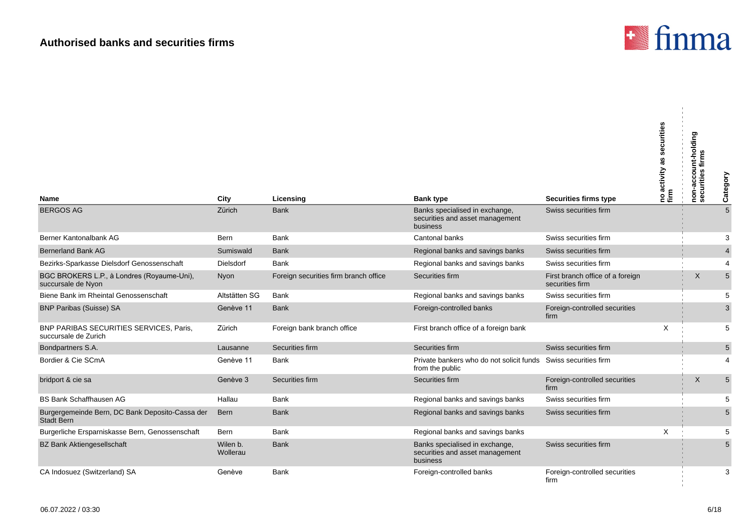## Authorised banks and securities firms

| Name | City | Licensing | Bank type | Securities firms type | no activity as securities firm | non-account-holding securities firms | Category |
|---|---|---|---|---|---|---|---|
| BERGOS AG | Zürich | Bank | Banks specialised in exchange, securities and asset management business | Swiss securities firm | | | 5 |
| Berner Kantonalbank AG | Bern | Bank | Cantonal banks | Swiss securities firm | | | 3 |
| Bernerland Bank AG | Sumiswald | Bank | Regional banks and savings banks | Swiss securities firm | | | 4 |
| Bezirks-Sparkasse Dielsdorf Genossenschaft | Dielsdorf | Bank | Regional banks and savings banks | Swiss securities firm | | | 4 |
| BGC BROKERS L.P., à Londres (Royaume-Uni), succursale de Nyon | Nyon | Foreign securities firm branch office | Securities firm | First branch office of a foreign securities firm | | X | 5 |
| Biene Bank im Rheintal Genossenschaft | Altstätten SG | Bank | Regional banks and savings banks | Swiss securities firm | | | 5 |
| BNP Paribas (Suisse) SA | Genève 11 | Bank | Foreign-controlled banks | Foreign-controlled securities firm | | | 3 |
| BNP PARIBAS SECURITIES SERVICES, Paris, succursale de Zurich | Zürich | Foreign bank branch office | First branch office of a foreign bank | | X | | 5 |
| Bondpartners S.A. | Lausanne | Securities firm | Securities firm | Swiss securities firm | | | 5 |
| Bordier & Cie SCmA | Genève 11 | Bank | Private bankers who do not solicit funds from the public | Swiss securities firm | | | 4 |
| bridport & cie sa | Genève 3 | Securities firm | Securities firm | Foreign-controlled securities firm | | X | 5 |
| BS Bank Schaffhausen AG | Hallau | Bank | Regional banks and savings banks | Swiss securities firm | | | 5 |
| Burgergemeinde Bern, DC Bank Deposito-Cassa der Stadt Bern | Bern | Bank | Regional banks and savings banks | Swiss securities firm | | | 5 |
| Burgerliche Ersparniskasse Bern, Genossenschaft | Bern | Bank | Regional banks and savings banks | | X | | 5 |
| BZ Bank Aktiengesellschaft | Wilen b. Wollerau | Bank | Banks specialised in exchange, securities and asset management business | Swiss securities firm | | | 5 |
| CA Indosuez (Switzerland) SA | Genève | Bank | Foreign-controlled banks | Foreign-controlled securities firm | | | 3 |

06.07.2022 / 03:30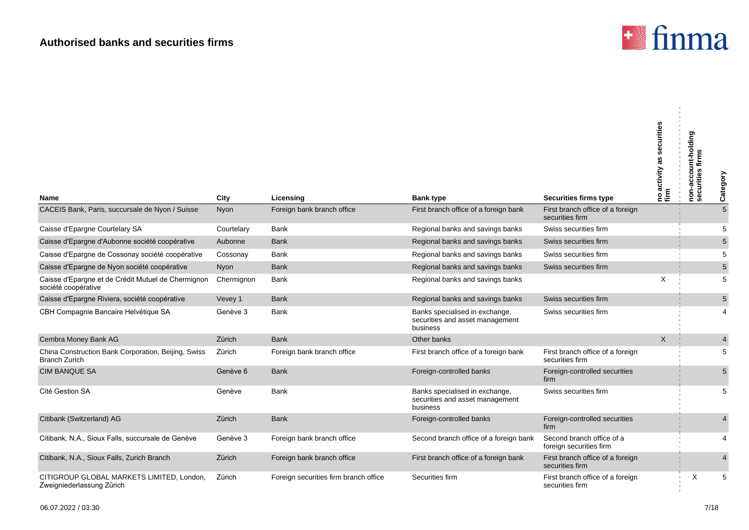## Authorised banks and securities firms

| Name | City | Licensing | Bank type | Securities firms type | no activity as securities firm | non-account-holding securities firms | Category |
|---|---|---|---|---|---|---|---|
| CACEIS Bank, Paris, succursale de Nyon / Suisse | Nyon | Foreign bank branch office | First branch office of a foreign bank | First branch office of a foreign securities firm | | | 5 |
| Caisse d'Epargne Courtelary SA | Courtelary | Bank | Regional banks and savings banks | Swiss securities firm | | | 5 |
| Caisse d'Epargne d'Aubonne société coopérative | Aubonne | Bank | Regional banks and savings banks | Swiss securities firm | | | 5 |
| Caisse d'Epargne de Cossonay société coopérative | Cossonay | Bank | Regional banks and savings banks | Swiss securities firm | | | 5 |
| Caisse d'Epargne de Nyon société coopérative | Nyon | Bank | Regional banks and savings banks | Swiss securities firm | | | 5 |
| Caisse d'Epargne et de Crédit Mutuel de Chermignon société coopérative | Chermignon | Bank | Regional banks and savings banks | | X | | 5 |
| Caisse d'Epargne Riviera, société coopérative | Vevey 1 | Bank | Regional banks and savings banks | Swiss securities firm | | | 5 |
| CBH Compagnie Bancaire Helvétique SA | Genève 3 | Bank | Banks specialised in exchange, securities and asset management business | Swiss securities firm | | | 4 |
| Cembra Money Bank AG | Zürich | Bank | Other banks | | X | | 4 |
| China Construction Bank Corporation, Beijing, Swiss Branch Zurich | Zürich | Foreign bank branch office | First branch office of a foreign bank | First branch office of a foreign securities firm | | | 5 |
| CIM BANQUE SA | Genève 6 | Bank | Foreign-controlled banks | Foreign-controlled securities firm | | | 5 |
| Cité Gestion SA | Genève | Bank | Banks specialised in exchange, securities and asset management business | Swiss securities firm | | | 5 |
| Citibank (Switzerland) AG | Zürich | Bank | Foreign-controlled banks | Foreign-controlled securities firm | | | 4 |
| Citibank, N.A., Sioux Falls, succursale de Genève | Genève 3 | Foreign bank branch office | Second branch office of a foreign bank | Second branch office of a foreign securities firm | | | 4 |
| Citibank, N.A., Sioux Falls, Zurich Branch | Zürich | Foreign bank branch office | First branch office of a foreign bank | First branch office of a foreign securities firm | | | 4 |
| CITIGROUP GLOBAL MARKETS LIMITED, London, Zweigniederlassung Zürich | Zürich | Foreign securities firm branch office | Securities firm | First branch office of a foreign securities firm | | X | 5 |

06.07.2022 / 03:30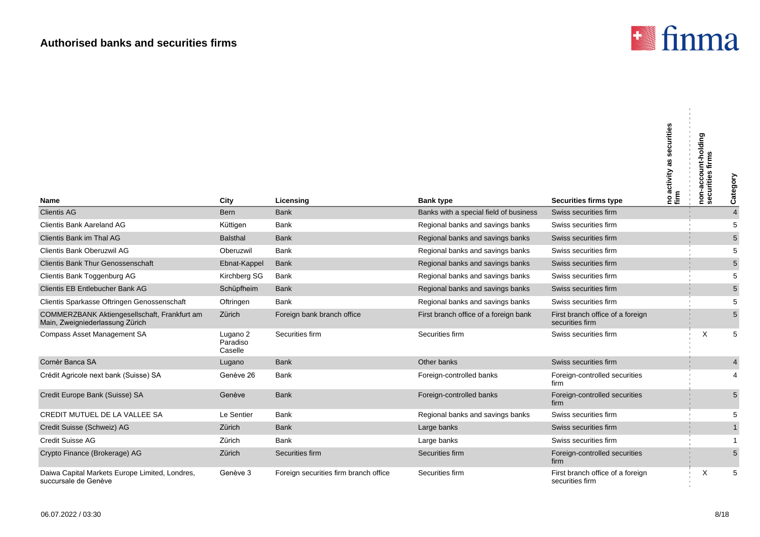## Authorised banks and securities firms

| Name | City | Licensing | Bank type | Securities firms type | no activity as securities firm | non-account-holding securities firms | Category |
|---|---|---|---|---|---|---|---|
| Clientis AG | Bern | Bank | Banks with a special field of business | Swiss securities firm | | | 4 |
| Clientis Bank Aareland AG | Küttigen | Bank | Regional banks and savings banks | Swiss securities firm | | | 5 |
| Clientis Bank im Thal AG | Balsthal | Bank | Regional banks and savings banks | Swiss securities firm | | | 5 |
| Clientis Bank Oberuzwil AG | Oberuzwil | Bank | Regional banks and savings banks | Swiss securities firm | | | 5 |
| Clientis Bank Thur Genossenschaft | Ebnat-Kappel | Bank | Regional banks and savings banks | Swiss securities firm | | | 5 |
| Clientis Bank Toggenburg AG | Kirchberg SG | Bank | Regional banks and savings banks | Swiss securities firm | | | 5 |
| Clientis EB Entlebucher Bank AG | Schüpfheim | Bank | Regional banks and savings banks | Swiss securities firm | | | 5 |
| Clientis Sparkasse Oftringen Genossenschaft | Oftringen | Bank | Regional banks and savings banks | Swiss securities firm | | | 5 |
| COMMERZBANK Aktiengesellschaft, Frankfurt am Main, Zweigniederlassung Zürich | Zürich | Foreign bank branch office | First branch office of a foreign bank | First branch office of a foreign securities firm | | | 5 |
| Compass Asset Management SA | Lugano 2 Paradiso Caselle | Securities firm | Securities firm | Swiss securities firm | | X | 5 |
| Cornèr Banca SA | Lugano | Bank | Other banks | Swiss securities firm | | | 4 |
| Crédit Agricole next bank (Suisse) SA | Genève 26 | Bank | Foreign-controlled banks | Foreign-controlled securities firm | | | 4 |
| Credit Europe Bank (Suisse) SA | Genève | Bank | Foreign-controlled banks | Foreign-controlled securities firm | | | 5 |
| CREDIT MUTUEL DE LA VALLEE SA | Le Sentier | Bank | Regional banks and savings banks | Swiss securities firm | | | 5 |
| Credit Suisse (Schweiz) AG | Zürich | Bank | Large banks | Swiss securities firm | | | 1 |
| Credit Suisse AG | Zürich | Bank | Large banks | Swiss securities firm | | | 1 |
| Crypto Finance (Brokerage) AG | Zürich | Securities firm | Securities firm | Foreign-controlled securities firm | | | 5 |
| Daiwa Capital Markets Europe Limited, Londres, succursale de Genève | Genève 3 | Foreign securities firm branch office | Securities firm | First branch office of a foreign securities firm | | X | 5 |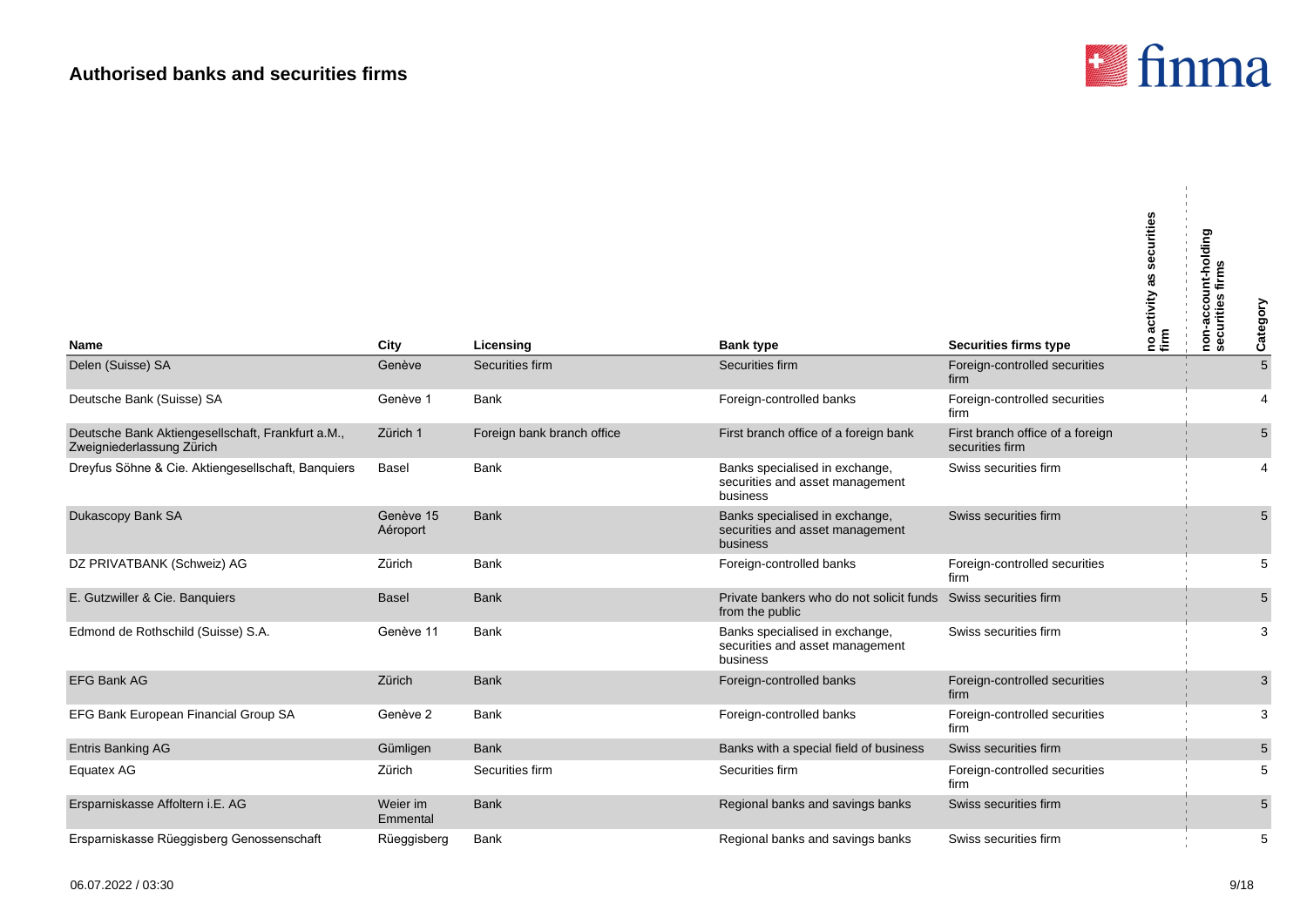## Authorised banks and securities firms

| Name | City | Licensing | Bank type | Securities firms type | no activity as securities firm | non-account-holding securities firms | Category |
|---|---|---|---|---|---|---|---|
| Delen (Suisse) SA | Genève | Securities firm | Securities firm | Foreign-controlled securities firm | | | 5 |
| Deutsche Bank (Suisse) SA | Genève 1 | Bank | Foreign-controlled banks | Foreign-controlled securities firm | | | 4 |
| Deutsche Bank Aktiengesellschaft, Frankfurt a.M., Zweigniederlassung Zürich | Zürich 1 | Foreign bank branch office | First branch office of a foreign bank | First branch office of a foreign securities firm | | | 5 |
| Dreyfus Söhne & Cie. Aktiengesellschaft, Banquiers | Basel | Bank | Banks specialised in exchange, securities and asset management business | Swiss securities firm | | | 4 |
| Dukascopy Bank SA | Genève 15 Aéroport | Bank | Banks specialised in exchange, securities and asset management business | Swiss securities firm | | | 5 |
| DZ PRIVATBANK (Schweiz) AG | Zürich | Bank | Foreign-controlled banks | Foreign-controlled securities firm | | | 5 |
| E. Gutzwiller & Cie. Banquiers | Basel | Bank | Private bankers who do not solicit funds from the public | Swiss securities firm | | | 5 |
| Edmond de Rothschild (Suisse) S.A. | Genève 11 | Bank | Banks specialised in exchange, securities and asset management business | Swiss securities firm | | | 3 |
| EFG Bank AG | Zürich | Bank | Foreign-controlled banks | Foreign-controlled securities firm | | | 3 |
| EFG Bank European Financial Group SA | Genève 2 | Bank | Foreign-controlled banks | Foreign-controlled securities firm | | | 3 |
| Entris Banking AG | Gümligen | Bank | Banks with a special field of business | Swiss securities firm | | | 5 |
| Equatex AG | Zürich | Securities firm | Securities firm | Foreign-controlled securities firm | | | 5 |
| Ersparniskasse Affoltern i.E. AG | Weier im Emmental | Bank | Regional banks and savings banks | Swiss securities firm | | | 5 |
| Ersparniskasse Rüeggisberg Genossenschaft | Rüeggisberg | Bank | Regional banks and savings banks | Swiss securities firm | | | 5 |

06.07.2022 / 03:30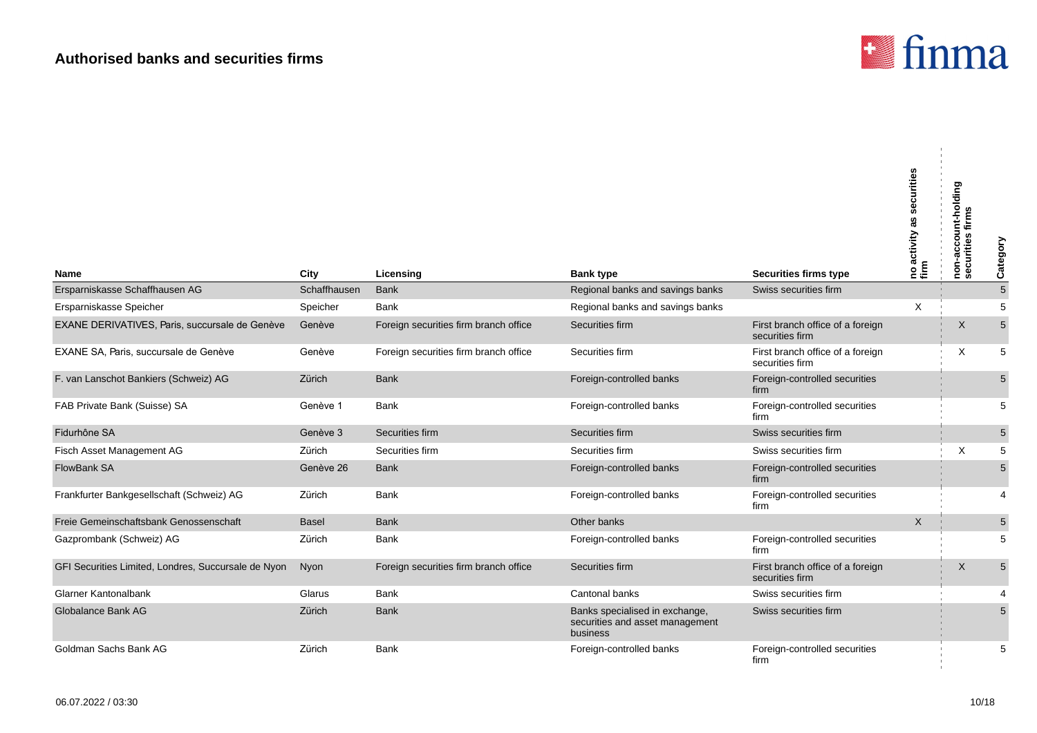## Authorised banks and securities firms

| Name | City | Licensing | Bank type | Securities firms type | no activity as securities firm | non-account-holding securities firms | Category |
|---|---|---|---|---|---|---|---|
| Ersparniskasse Schaffhausen AG | Schaffhausen | Bank | Regional banks and savings banks | Swiss securities firm | | | 5 |
| Ersparniskasse Speicher | Speicher | Bank | Regional banks and savings banks | | X | | 5 |
| EXANE DERIVATIVES, Paris, succursale de Genève | Genève | Foreign securities firm branch office | Securities firm | First branch office of a foreign securities firm | | X | 5 |
| EXANE SA, Paris, succursale de Genève | Genève | Foreign securities firm branch office | Securities firm | First branch office of a foreign securities firm | | X | 5 |
| F. van Lanschot Bankiers (Schweiz) AG | Zürich | Bank | Foreign-controlled banks | Foreign-controlled securities firm | | | 5 |
| FAB Private Bank (Suisse) SA | Genève 1 | Bank | Foreign-controlled banks | Foreign-controlled securities firm | | | 5 |
| Fidurhône SA | Genève 3 | Securities firm | Securities firm | Swiss securities firm | | | 5 |
| Fisch Asset Management AG | Zürich | Securities firm | Securities firm | Swiss securities firm | | X | 5 |
| FlowBank SA | Genève 26 | Bank | Foreign-controlled banks | Foreign-controlled securities firm | | | 5 |
| Frankfurter Bankgesellschaft (Schweiz) AG | Zürich | Bank | Foreign-controlled banks | Foreign-controlled securities firm | | | 4 |
| Freie Gemeinschaftsbank Genossenschaft | Basel | Bank | Other banks | | X | | 5 |
| Gazprombank (Schweiz) AG | Zürich | Bank | Foreign-controlled banks | Foreign-controlled securities firm | | | 5 |
| GFI Securities Limited, Londres, Succursale de Nyon | Nyon | Foreign securities firm branch office | Securities firm | First branch office of a foreign securities firm | | X | 5 |
| Glarner Kantonalbank | Glarus | Bank | Cantonal banks | Swiss securities firm | | | 4 |
| Globalance Bank AG | Zürich | Bank | Banks specialised in exchange, securities and asset management business | Swiss securities firm | | | 5 |
| Goldman Sachs Bank AG | Zürich | Bank | Foreign-controlled banks | Foreign-controlled securities firm | | | 5 |

06.07.2022 / 03:30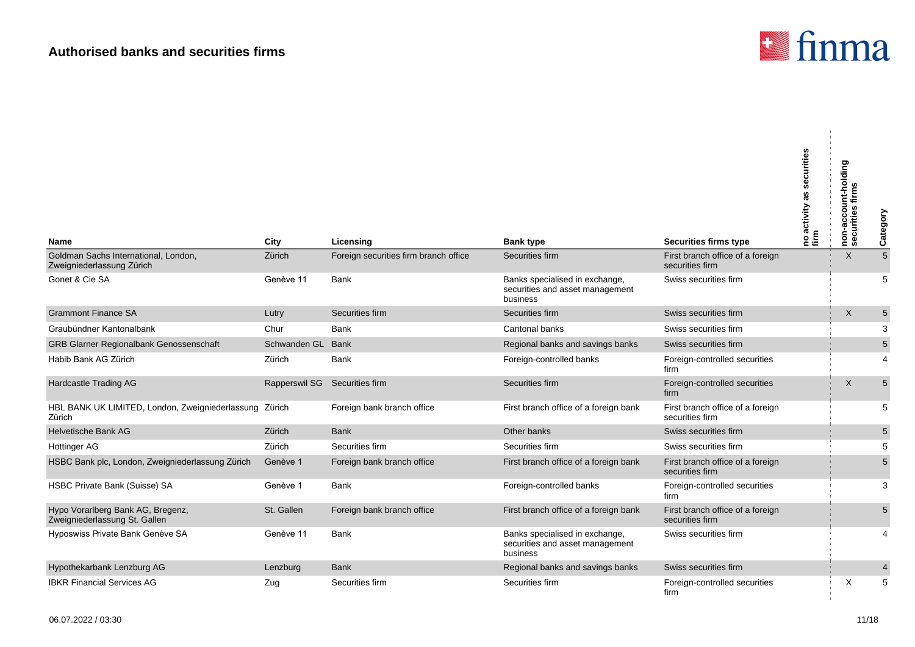## Authorised banks and securities firms

| Name | City | Licensing | Bank type | Securities firms type | no activity as securities firm | non-account-holding securities firms | Category |
|---|---|---|---|---|---|---|---|
| Goldman Sachs International, London, Zweigniederlassung Zürich | Zürich | Foreign securities firm branch office | Securities firm | First branch office of a foreign securities firm | | X | 5 |
| Gonet & Cie SA | Genève 11 | Bank | Banks specialised in exchange, securities and asset management business | Swiss securities firm | | | 5 |
| Grammont Finance SA | Lutry | Securities firm | Securities firm | Swiss securities firm | | X | 5 |
| Graubündner Kantonalbank | Chur | Bank | Cantonal banks | Swiss securities firm | | | 3 |
| GRB Glarner Regionalbank Genossenschaft | Schwanden GL | Bank | Regional banks and savings banks | Swiss securities firm | | | 5 |
| Habib Bank AG Zürich | Zürich | Bank | Foreign-controlled banks | Foreign-controlled securities firm | | | 4 |
| Hardcastle Trading AG | Rapperswil SG | Securities firm | Securities firm | Foreign-controlled securities firm | | X | 5 |
| HBL BANK UK LIMITED, London, Zweigniederlassung Zürich | Zürich | Foreign bank branch office | First branch office of a foreign bank | First branch office of a foreign securities firm | | | 5 |
| Helvetische Bank AG | Zürich | Bank | Other banks | Swiss securities firm | | | 5 |
| Hottinger AG | Zürich | Securities firm | Securities firm | Swiss securities firm | | | 5 |
| HSBC Bank plc, London, Zweigniederlassung Zürich | Genève 1 | Foreign bank branch office | First branch office of a foreign bank | First branch office of a foreign securities firm | | | 5 |
| HSBC Private Bank (Suisse) SA | Genève 1 | Bank | Foreign-controlled banks | Foreign-controlled securities firm | | | 3 |
| Hypo Vorarlberg Bank AG, Bregenz, Zweigniederlassung St. Gallen | St. Gallen | Foreign bank branch office | First branch office of a foreign bank | First branch office of a foreign securities firm | | | 5 |
| Hyposwiss Private Bank Genève SA | Genève 11 | Bank | Banks specialised in exchange, securities and asset management business | Swiss securities firm | | | 4 |
| Hypothekarbank Lenzburg AG | Lenzburg | Bank | Regional banks and savings banks | Swiss securities firm | | | 4 |
| IBKR Financial Services AG | Zug | Securities firm | Securities firm | Foreign-controlled securities firm | | X | 5 |

06.07.2022 / 03:30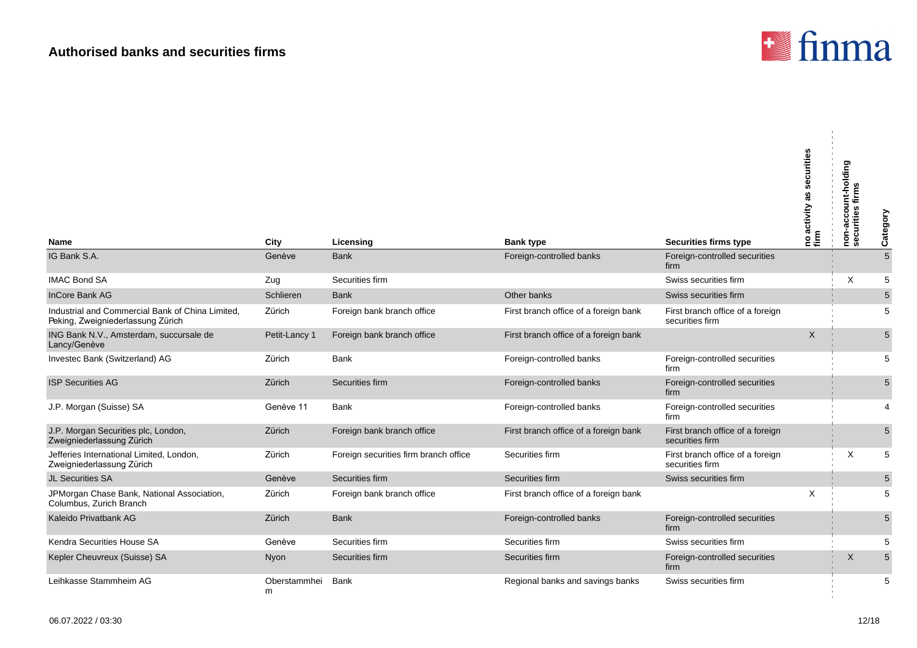# Authorised banks and securities firms

| Name | City | Licensing | Bank type | Securities firms type | no activity as securities firm | non-account-holding securities firms | Category |
|---|---|---|---|---|---|---|---|
| IG Bank S.A. | Genève | Bank | Foreign-controlled banks | Foreign-controlled securities firm | | | 5 |
| IMAC Bond SA | Zug | Securities firm | | Swiss securities firm | | X | 5 |
| InCore Bank AG | Schlieren | Bank | Other banks | Swiss securities firm | | | 5 |
| Industrial and Commercial Bank of China Limited, Peking, Zweigniederlassung Zürich | Zürich | Foreign bank branch office | First branch office of a foreign bank | First branch office of a foreign securities firm | | | 5 |
| ING Bank N.V., Amsterdam, succursale de Lancy/Genève | Petit-Lancy 1 | Foreign bank branch office | First branch office of a foreign bank | | X | | 5 |
| Investec Bank (Switzerland) AG | Zürich | Bank | Foreign-controlled banks | Foreign-controlled securities firm | | | 5 |
| ISP Securities AG | Zürich | Securities firm | Foreign-controlled banks | Foreign-controlled securities firm | | | 5 |
| J.P. Morgan (Suisse) SA | Genève 11 | Bank | Foreign-controlled banks | Foreign-controlled securities firm | | | 4 |
| J.P. Morgan Securities plc, London, Zweigniederlassung Zürich | Zürich | Foreign bank branch office | First branch office of a foreign bank | First branch office of a foreign securities firm | | | 5 |
| Jefferies International Limited, London, Zweigniederlassung Zürich | Zürich | Foreign securities firm branch office | Securities firm | First branch office of a foreign securities firm | | X | 5 |
| JL Securities SA | Genève | Securities firm | Securities firm | Swiss securities firm | | | 5 |
| JPMorgan Chase Bank, National Association, Columbus, Zurich Branch | Zürich | Foreign bank branch office | First branch office of a foreign bank | | X | | 5 |
| Kaleido Privatbank AG | Zürich | Bank | Foreign-controlled banks | Foreign-controlled securities firm | | | 5 |
| Kendra Securities House SA | Genève | Securities firm | Securities firm | Swiss securities firm | | | 5 |
| Kepler Cheuvreux (Suisse) SA | Nyon | Securities firm | Securities firm | Foreign-controlled securities firm | | X | 5 |
| Leihkasse Stammheim AG | Oberstammheim | Bank | Regional banks and savings banks | Swiss securities firm | | | 5 |

06.07.2022 / 03:30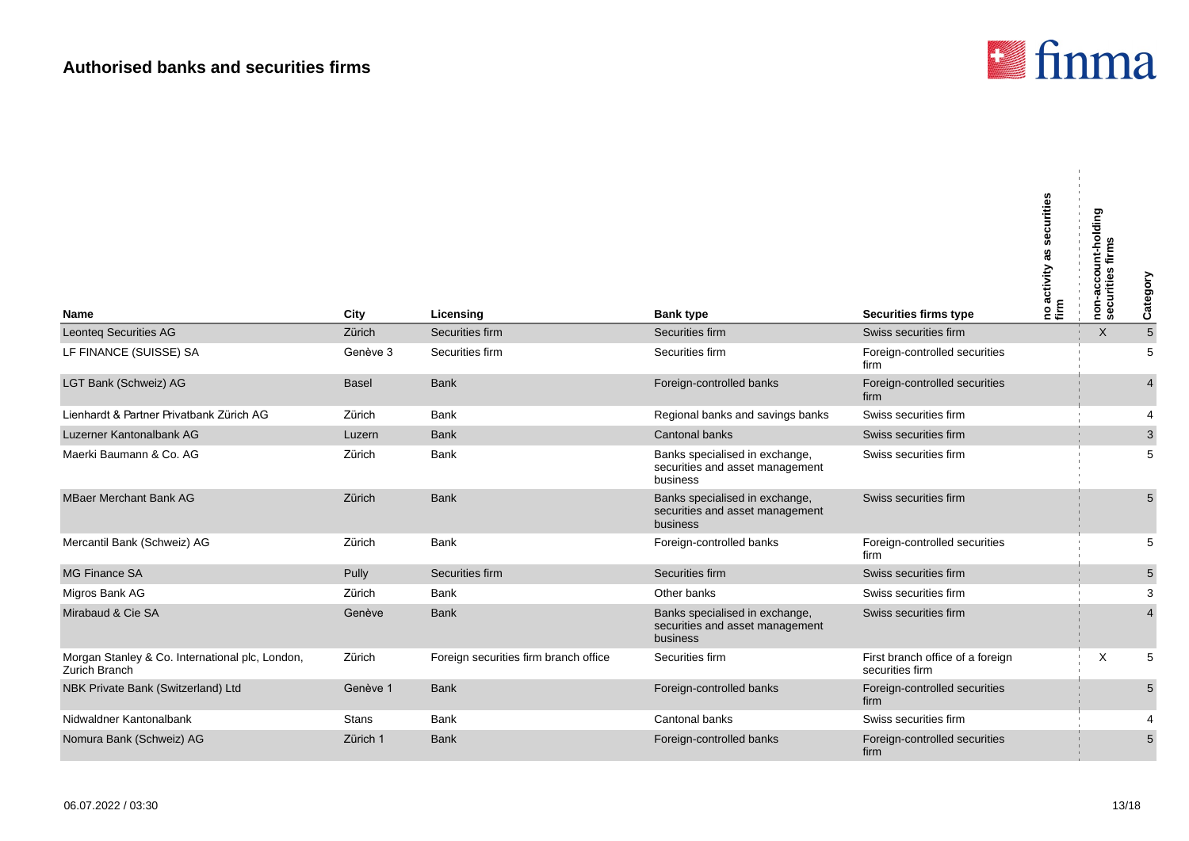# Authorised banks and securities firms

| Name | City | Licensing | Bank type | Securities firms type | no activity as securities firm | non-account-holding securities firms | Category |
|---|---|---|---|---|---|---|---|
| Leonteq Securities AG | Zürich | Securities firm | Securities firm | Swiss securities firm | | X | 5 |
| LF FINANCE (SUISSE) SA | Genève 3 | Securities firm | Securities firm | Foreign-controlled securities firm | | | 5 |
| LGT Bank (Schweiz) AG | Basel | Bank | Foreign-controlled banks | Foreign-controlled securities firm | | | 4 |
| Lienhardt & Partner Privatbank Zürich AG | Zürich | Bank | Regional banks and savings banks | Swiss securities firm | | | 4 |
| Luzerner Kantonalbank AG | Luzern | Bank | Cantonal banks | Swiss securities firm | | | 3 |
| Maerki Baumann & Co. AG | Zürich | Bank | Banks specialised in exchange, securities and asset management business | Swiss securities firm | | | 5 |
| MBaer Merchant Bank AG | Zürich | Bank | Banks specialised in exchange, securities and asset management business | Swiss securities firm | | | 5 |
| Mercantil Bank (Schweiz) AG | Zürich | Bank | Foreign-controlled banks | Foreign-controlled securities firm | | | 5 |
| MG Finance SA | Pully | Securities firm | Securities firm | Swiss securities firm | | | 5 |
| Migros Bank AG | Zürich | Bank | Other banks | Swiss securities firm | | | 3 |
| Mirabaud & Cie SA | Genève | Bank | Banks specialised in exchange, securities and asset management business | Swiss securities firm | | | 4 |
| Morgan Stanley & Co. International plc, London, Zurich Branch | Zürich | Foreign securities firm branch office | Securities firm | First branch office of a foreign securities firm | | X | 5 |
| NBK Private Bank (Switzerland) Ltd | Genève 1 | Bank | Foreign-controlled banks | Foreign-controlled securities firm | | | 5 |
| Nidwaldner Kantonalbank | Stans | Bank | Cantonal banks | Swiss securities firm | | | 4 |
| Nomura Bank (Schweiz) AG | Zürich 1 | Bank | Foreign-controlled banks | Foreign-controlled securities firm | | | 5 |

06.07.2022 / 03:30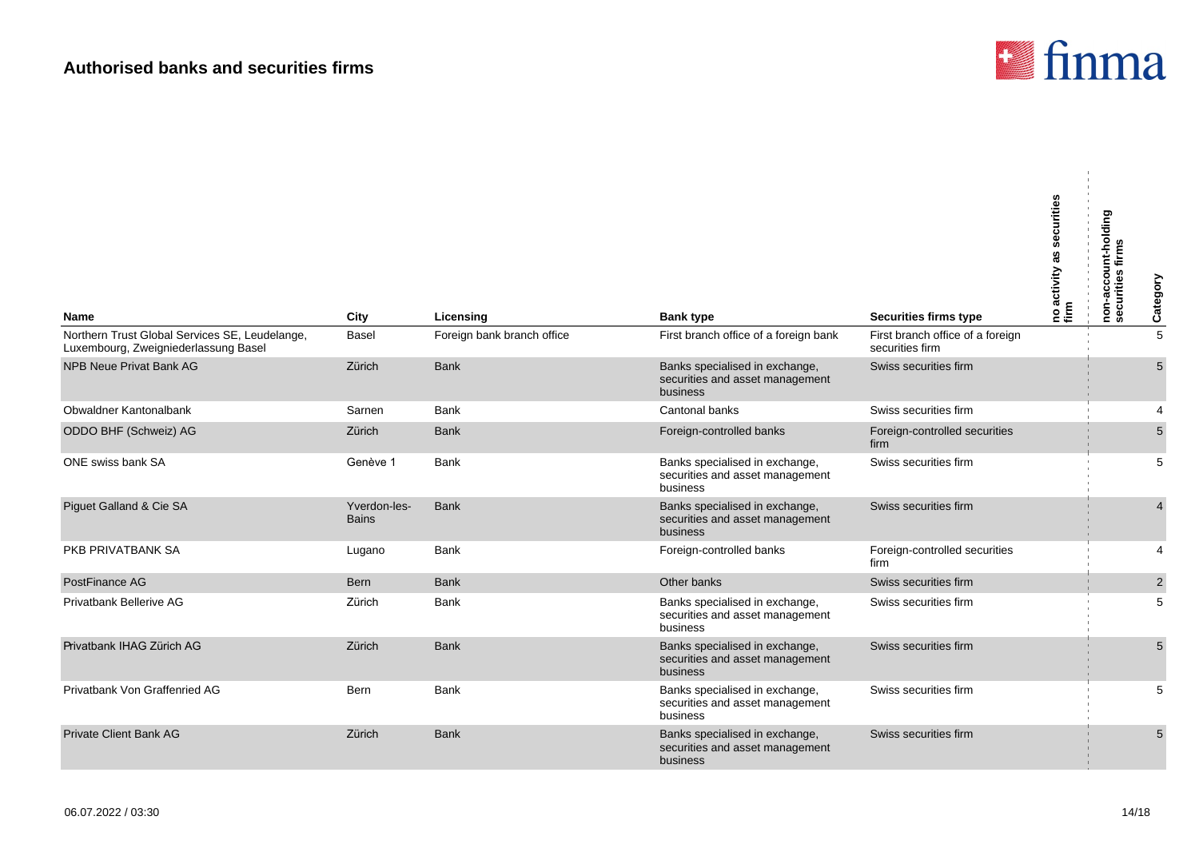# Authorised banks and securities firms

| Name | City | Licensing | Bank type | Securities firms type | no activity as securities firm | non-account-holding securities firms | Category |
|---|---|---|---|---|---|---|---|
| Northern Trust Global Services SE, Leudelange, Luxembourg, Zweigniederlassung Basel | Basel | Foreign bank branch office | First branch office of a foreign bank | First branch office of a foreign securities firm | | | 5 |
| NPB Neue Privat Bank AG | Zürich | Bank | Banks specialised in exchange, securities and asset management business | Swiss securities firm | | | 5 |
| Obwaldner Kantonalbank | Sarnen | Bank | Cantonal banks | Swiss securities firm | | | 4 |
| ODDO BHF (Schweiz) AG | Zürich | Bank | Foreign-controlled banks | Foreign-controlled securities firm | | | 5 |
| ONE swiss bank SA | Genève 1 | Bank | Banks specialised in exchange, securities and asset management business | Swiss securities firm | | | 5 |
| Piguet Galland & Cie SA | Yverdon-les-Bains | Bank | Banks specialised in exchange, securities and asset management business | Swiss securities firm | | | 4 |
| PKB PRIVATBANK SA | Lugano | Bank | Foreign-controlled banks | Foreign-controlled securities firm | | | 4 |
| PostFinance AG | Bern | Bank | Other banks | Swiss securities firm | | | 2 |
| Privatbank Bellerive AG | Zürich | Bank | Banks specialised in exchange, securities and asset management business | Swiss securities firm | | | 5 |
| Privatbank IHAG Zürich AG | Zürich | Bank | Banks specialised in exchange, securities and asset management business | Swiss securities firm | | | 5 |
| Privatbank Von Graffenried AG | Bern | Bank | Banks specialised in exchange, securities and asset management business | Swiss securities firm | | | 5 |
| Private Client Bank AG | Zürich | Bank | Banks specialised in exchange, securities and asset management business | Swiss securities firm | | | 5 |

06.07.2022 / 03:30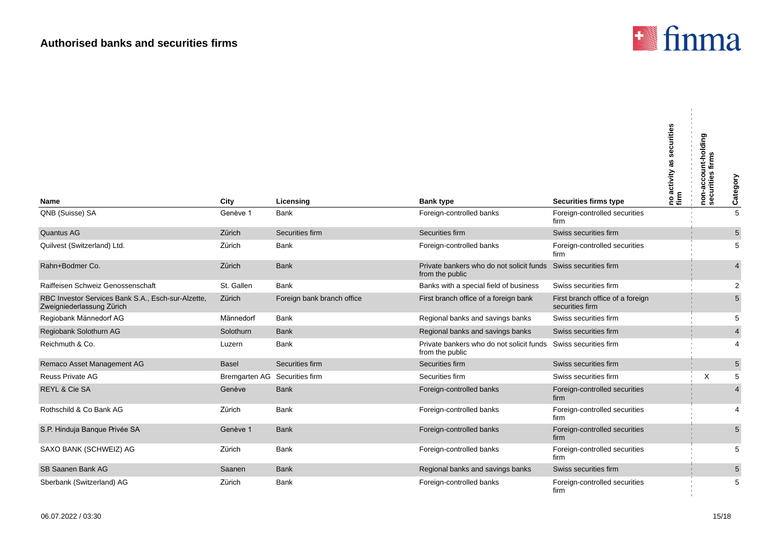# Authorised banks and securities firms

| Name | City | Licensing | Bank type | Securities firms type | no activity as securities firm | non-account-holding securities firms | Category |
|---|---|---|---|---|---|---|---|
| QNB (Suisse) SA | Genève 1 | Bank | Foreign-controlled banks | Foreign-controlled securities firm | | | 5 |
| Quantus AG | Zürich | Securities firm | Securities firm | Swiss securities firm | | | 5 |
| Quilvest (Switzerland) Ltd. | Zürich | Bank | Foreign-controlled banks | Foreign-controlled securities firm | | | 5 |
| Rahn+Bodmer Co. | Zürich | Bank | Private bankers who do not solicit funds from the public | Swiss securities firm | | | 4 |
| Raiffeisen Schweiz Genossenschaft | St. Gallen | Bank | Banks with a special field of business | Swiss securities firm | | | 2 |
| RBC Investor Services Bank S.A., Esch-sur-Alzette, Zweigniederlassung Zürich | Zürich | Foreign bank branch office | First branch office of a foreign bank | First branch office of a foreign securities firm | | | 5 |
| Regiobank Männedorf AG | Männedorf | Bank | Regional banks and savings banks | Swiss securities firm | | | 5 |
| Regiobank Solothurn AG | Solothurn | Bank | Regional banks and savings banks | Swiss securities firm | | | 4 |
| Reichmuth & Co. | Luzern | Bank | Private bankers who do not solicit funds from the public | Swiss securities firm | | | 4 |
| Remaco Asset Management AG | Basel | Securities firm | Securities firm | Swiss securities firm | | | 5 |
| Reuss Private AG | Bremgarten AG | Securities firm | Securities firm | Swiss securities firm | | X | 5 |
| REYL & Cie SA | Genève | Bank | Foreign-controlled banks | Foreign-controlled securities firm | | | 4 |
| Rothschild & Co Bank AG | Zürich | Bank | Foreign-controlled banks | Foreign-controlled securities firm | | | 4 |
| S.P. Hinduja Banque Privée SA | Genève 1 | Bank | Foreign-controlled banks | Foreign-controlled securities firm | | | 5 |
| SAXO BANK (SCHWEIZ) AG | Zürich | Bank | Foreign-controlled banks | Foreign-controlled securities firm | | | 5 |
| SB Saanen Bank AG | Saanen | Bank | Regional banks and savings banks | Swiss securities firm | | | 5 |
| Sberbank (Switzerland) AG | Zürich | Bank | Foreign-controlled banks | Foreign-controlled securities firm | | | 5 |

06.07.2022 / 03:30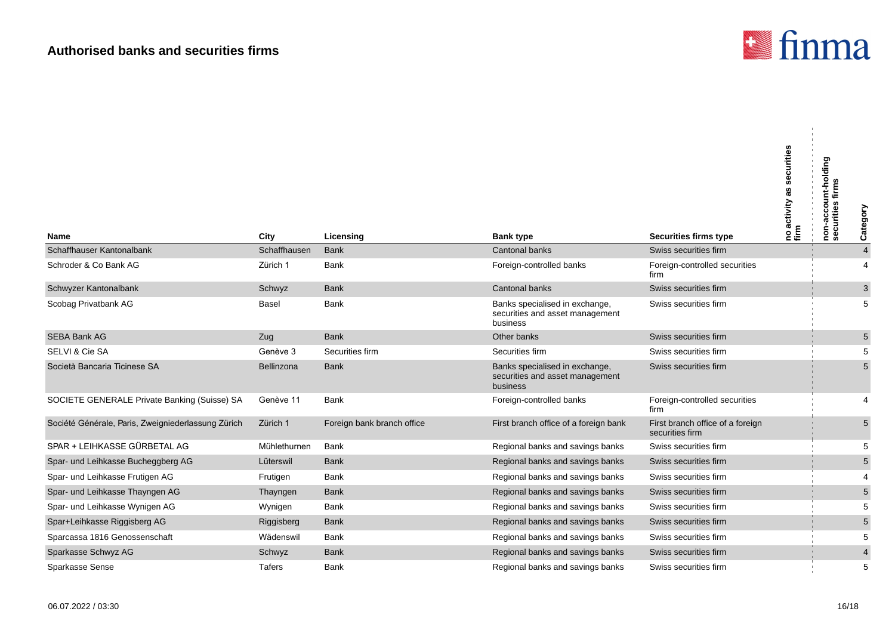## Authorised banks and securities firms

| Name | City | Licensing | Bank type | Securities firms type | no activity as securities firm | non-account-holding securities firms | Category |
|---|---|---|---|---|---|---|---|
| Schaffhauser Kantonalbank | Schaffhausen | Bank | Cantonal banks | Swiss securities firm | | | 4 |
| Schroder & Co Bank AG | Zürich 1 | Bank | Foreign-controlled banks | Foreign-controlled securities firm | | | 4 |
| Schwyzer Kantonalbank | Schwyz | Bank | Cantonal banks | Swiss securities firm | | | 3 |
| Scobag Privatbank AG | Basel | Bank | Banks specialised in exchange, securities and asset management business | Swiss securities firm | | | 5 |
| SEBA Bank AG | Zug | Bank | Other banks | Swiss securities firm | | | 5 |
| SELVI & Cie SA | Genève 3 | Securities firm | Securities firm | Swiss securities firm | | | 5 |
| Società Bancaria Ticinese SA | Bellinzona | Bank | Banks specialised in exchange, securities and asset management business | Swiss securities firm | | | 5 |
| SOCIETE GENERALE Private Banking (Suisse) SA | Genève 11 | Bank | Foreign-controlled banks | Foreign-controlled securities firm | | | 4 |
| Société Générale, Paris, Zweigniederlassung Zürich | Zürich 1 | Foreign bank branch office | First branch office of a foreign bank | First branch office of a foreign securities firm | | | 5 |
| SPAR + LEIHKASSE GÜRBETAL AG | Mühlethurnen | Bank | Regional banks and savings banks | Swiss securities firm | | | 5 |
| Spar- und Leihkasse Bucheggberg AG | Lüterswil | Bank | Regional banks and savings banks | Swiss securities firm | | | 5 |
| Spar- und Leihkasse Frutigen AG | Frutigen | Bank | Regional banks and savings banks | Swiss securities firm | | | 4 |
| Spar- und Leihkasse Thayngen AG | Thayngen | Bank | Regional banks and savings banks | Swiss securities firm | | | 5 |
| Spar- und Leihkasse Wynigen AG | Wynigen | Bank | Regional banks and savings banks | Swiss securities firm | | | 5 |
| Spar+Leihkasse Riggisberg AG | Riggisberg | Bank | Regional banks and savings banks | Swiss securities firm | | | 5 |
| Sparcassa 1816 Genossenschaft | Wädenswil | Bank | Regional banks and savings banks | Swiss securities firm | | | 5 |
| Sparkasse Schwyz AG | Schwyz | Bank | Regional banks and savings banks | Swiss securities firm | | | 4 |
| Sparkasse Sense | Tafers | Bank | Regional banks and savings banks | Swiss securities firm | | | 5 |

06.07.2022 / 03:30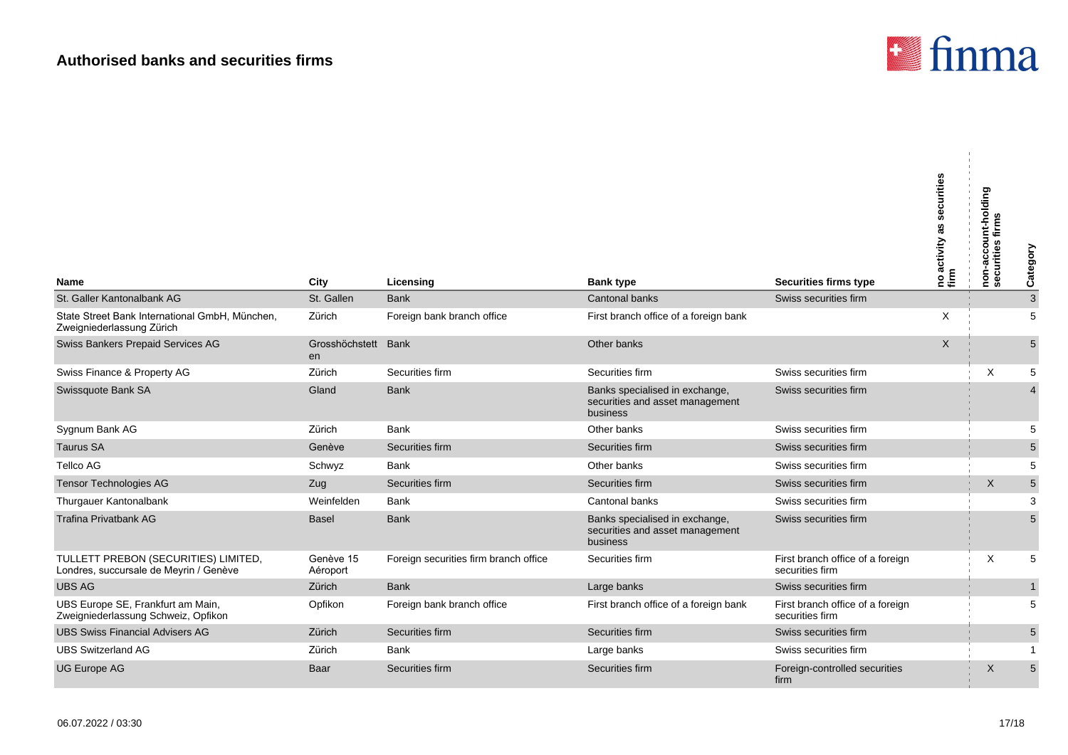# Authorised banks and securities firms

| Name | City | Licensing | Bank type | Securities firms type | no activity as securities firm | non-account-holding securities firms | Category |
|---|---|---|---|---|---|---|---|
| St. Galler Kantonalbank AG | St. Gallen | Bank | Cantonal banks | Swiss securities firm | | | 3 |
| State Street Bank International GmbH, München, Zweigniederlassung Zürich | Zürich | Foreign bank branch office | First branch office of a foreign bank | | X | | 5 |
| Swiss Bankers Prepaid Services AG | Grosshöchstetten | Bank | Other banks | | X | | 5 |
| Swiss Finance & Property AG | Zürich | Securities firm | Securities firm | Swiss securities firm | | X | 5 |
| Swissquote Bank SA | Gland | Bank | Banks specialised in exchange, securities and asset management business | Swiss securities firm | | | 4 |
| Sygnum Bank AG | Zürich | Bank | Other banks | Swiss securities firm | | | 5 |
| Taurus SA | Genève | Securities firm | Securities firm | Swiss securities firm | | | 5 |
| Tellco AG | Schwyz | Bank | Other banks | Swiss securities firm | | | 5 |
| Tensor Technologies AG | Zug | Securities firm | Securities firm | Swiss securities firm | | X | 5 |
| Thurgauer Kantonalbank | Weinfelden | Bank | Cantonal banks | Swiss securities firm | | | 3 |
| Trafina Privatbank AG | Basel | Bank | Banks specialised in exchange, securities and asset management business | Swiss securities firm | | | 5 |
| TULLETT PREBON (SECURITIES) LIMITED, Londres, succursale de Meyrin / Genève | Genève 15 Aéroport | Foreign securities firm branch office | Securities firm | First branch office of a foreign securities firm | | X | 5 |
| UBS AG | Zürich | Bank | Large banks | Swiss securities firm | | | 1 |
| UBS Europe SE, Frankfurt am Main, Zweigniederlassung Schweiz, Opfikon | Opfikon | Foreign bank branch office | First branch office of a foreign bank | First branch office of a foreign securities firm | | | 5 |
| UBS Swiss Financial Advisers AG | Zürich | Securities firm | Securities firm | Swiss securities firm | | | 5 |
| UBS Switzerland AG | Zürich | Bank | Large banks | Swiss securities firm | | | 1 |
| UG Europe AG | Baar | Securities firm | Securities firm | Foreign-controlled securities firm | | X | 5 |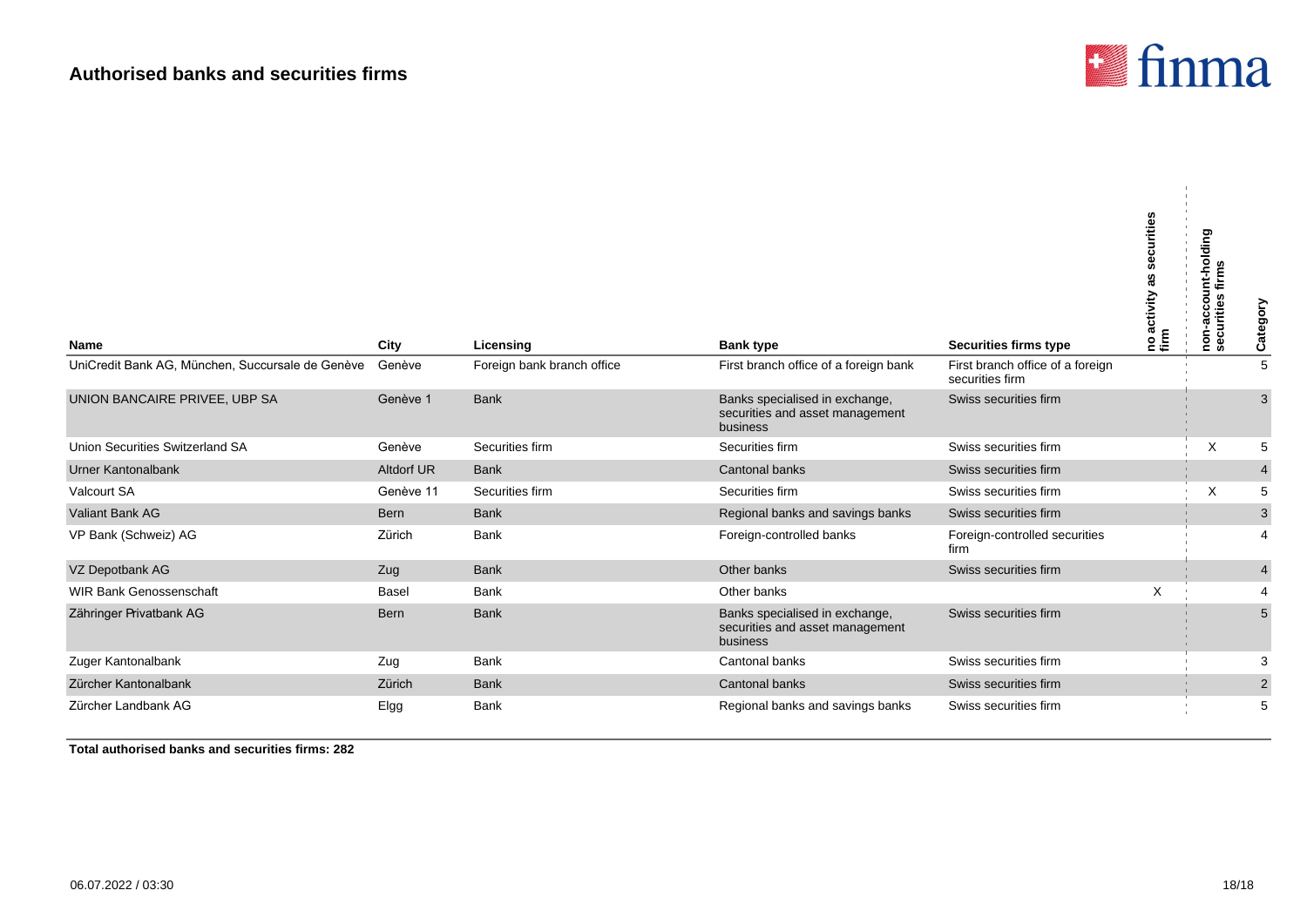## Authorised banks and securities firms

| Name | City | Licensing | Bank type | Securities firms type | no activity as securities firm | non-account-holding securities firms | Category |
|---|---|---|---|---|---|---|---|
| UniCredit Bank AG, München, Succursale de Genève | Genève | Foreign bank branch office | First branch office of a foreign bank | First branch office of a foreign securities firm | | | 5 |
| UNION BANCAIRE PRIVEE, UBP SA | Genève 1 | Bank | Banks specialised in exchange, securities and asset management business | Swiss securities firm | | | 3 |
| Union Securities Switzerland SA | Genève | Securities firm | Securities firm | Swiss securities firm | | X | 5 |
| Urner Kantonalbank | Altdorf UR | Bank | Cantonal banks | Swiss securities firm | | | 4 |
| Valcourt SA | Genève 11 | Securities firm | Securities firm | Swiss securities firm | | X | 5 |
| Valiant Bank AG | Bern | Bank | Regional banks and savings banks | Swiss securities firm | | | 3 |
| VP Bank (Schweiz) AG | Zürich | Bank | Foreign-controlled banks | Foreign-controlled securities firm | | | 4 |
| VZ Depotbank AG | Zug | Bank | Other banks | Swiss securities firm | | | 4 |
| WIR Bank Genossenschaft | Basel | Bank | Other banks | | X | | 4 |
| Zähringer Privatbank AG | Bern | Bank | Banks specialised in exchange, securities and asset management business | Swiss securities firm | | | 5 |
| Zuger Kantonalbank | Zug | Bank | Cantonal banks | Swiss securities firm | | | 3 |
| Zürcher Kantonalbank | Zürich | Bank | Cantonal banks | Swiss securities firm | | | 2 |
| Zürcher Landbank AG | Elgg | Bank | Regional banks and savings banks | Swiss securities firm | | | 5 |

**Total authorised banks and securities firms: 282**

06.07.2022 / 03:30